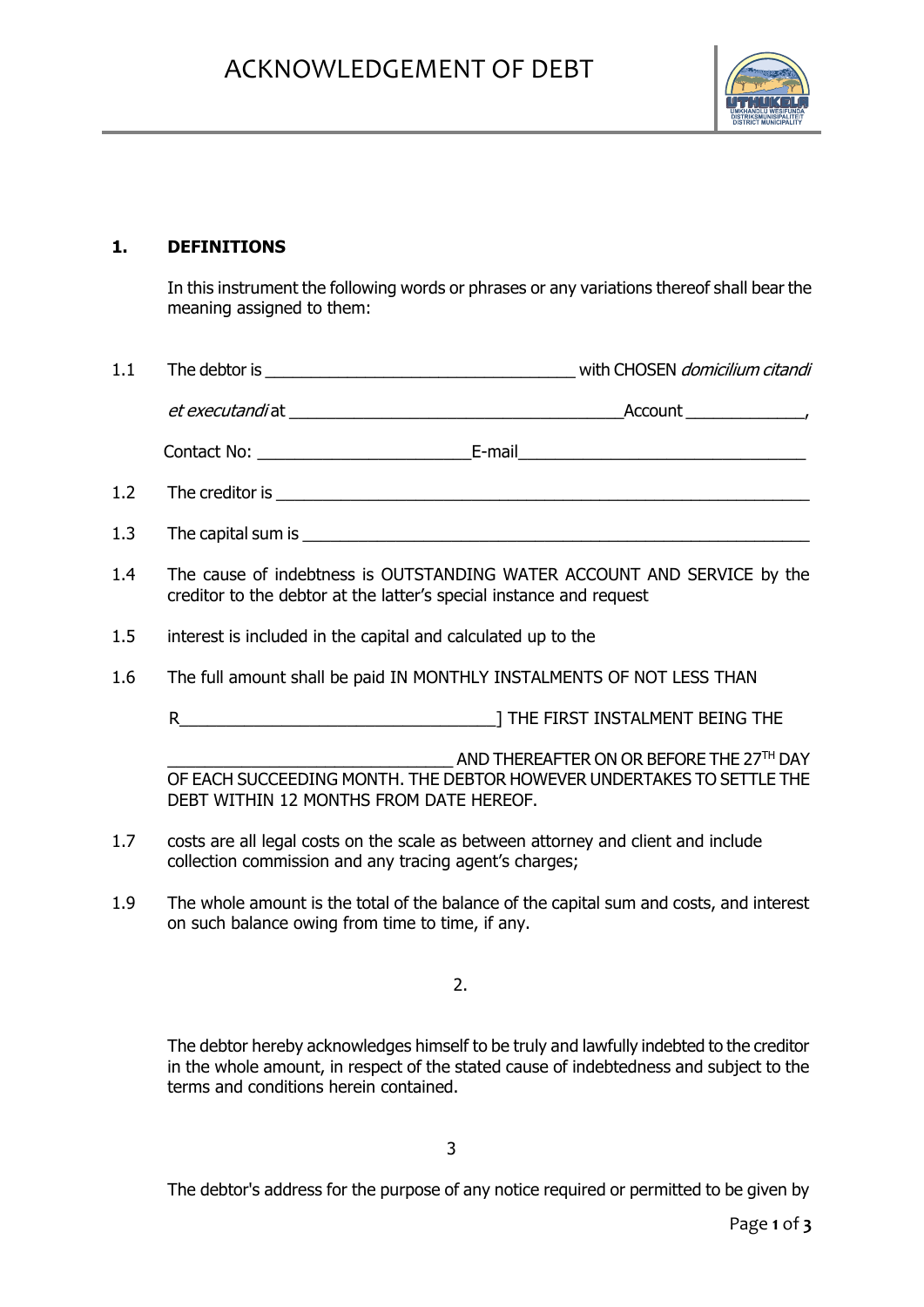# ACKNOWLEDGEMENT OF DEBT

**1. DEFINITIONS**

In this instrument the following words or phrases or any variations thereof shall bear the meaning assigned to them:

1.1 The debtor is ___________________________________ with CHOSEN *domicilium citandi et executandi* at _______________________________________Account _____________, Contact No: ________________________E-mail________________________________

1.2 The creditor is _____________________________________________________________

1.3 The capital sum is ___________________________________________________________

1.4 The cause of indebtness is OUTSTANDING WATER ACCOUNT AND SERVICE by the creditor to the debtor at the latter's special instance and request

1.5 interest is included in the capital and calculated up to the

1.6 The full amount shall be paid IN MONTHLY INSTALMENTS OF NOT LESS THAN R____________________________________] THE FIRST INSTALMENT BEING THE _________________________________ AND THEREAFTER ON OR BEFORE THE 27TH DAY OF EACH SUCCEEDING MONTH. THE DEBTOR HOWEVER UNDERTAKES TO SETTLE THE DEBT WITHIN 12 MONTHS FROM DATE HEREOF.

1.7 costs are all legal costs on the scale as between attorney and client and include collection commission and any tracing agent's charges;

1.9 The whole amount is the total of the balance of the capital sum and costs, and interest on such balance owing from time to time, if any.

2.

The debtor hereby acknowledges himself to be truly and lawfully indebted to the creditor in the whole amount, in respect of the stated cause of indebtedness and subject to the terms and conditions herein contained.

3

The debtor's address for the purpose of any notice required or permitted to be given by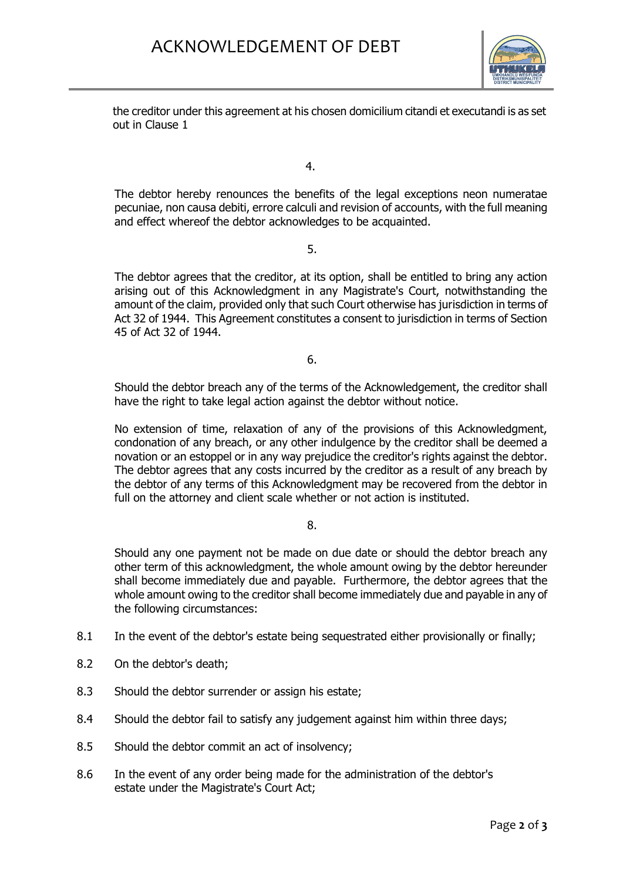the creditor under this agreement at his chosen domicilium citandi et executandi is as set out in Clause 1

4.

The debtor hereby renounces the benefits of the legal exceptions neon numeratae pecuniae, non causa debiti, errore calculi and revision of accounts, with the full meaning and effect whereof the debtor acknowledges to be acquainted.

5.

The debtor agrees that the creditor, at its option, shall be entitled to bring any action arising out of this Acknowledgment in any Magistrate's Court, notwithstanding the amount of the claim, provided only that such Court otherwise has jurisdiction in terms of Act 32 of 1944. This Agreement constitutes a consent to jurisdiction in terms of Section 45 of Act 32 of 1944.

6.

Should the debtor breach any of the terms of the Acknowledgement, the creditor shall have the right to take legal action against the debtor without notice.

No extension of time, relaxation of any of the provisions of this Acknowledgment, condonation of any breach, or any other indulgence by the creditor shall be deemed a novation or an estoppel or in any way prejudice the creditor's rights against the debtor. The debtor agrees that any costs incurred by the creditor as a result of any breach by the debtor of any terms of this Acknowledgment may be recovered from the debtor in full on the attorney and client scale whether or not action is instituted.

8.

Should any one payment not be made on due date or should the debtor breach any other term of this acknowledgment, the whole amount owing by the debtor hereunder shall become immediately due and payable. Furthermore, the debtor agrees that the whole amount owing to the creditor shall become immediately due and payable in any of the following circumstances:

8.1 In the event of the debtor's estate being sequestrated either provisionally or finally;

8.2 On the debtor's death;

8.3 Should the debtor surrender or assign his estate;

8.4 Should the debtor fail to satisfy any judgement against him within three days;

8.5 Should the debtor commit an act of insolvency;

8.6 In the event of any order being made for the administration of the debtor's estate under the Magistrate's Court Act;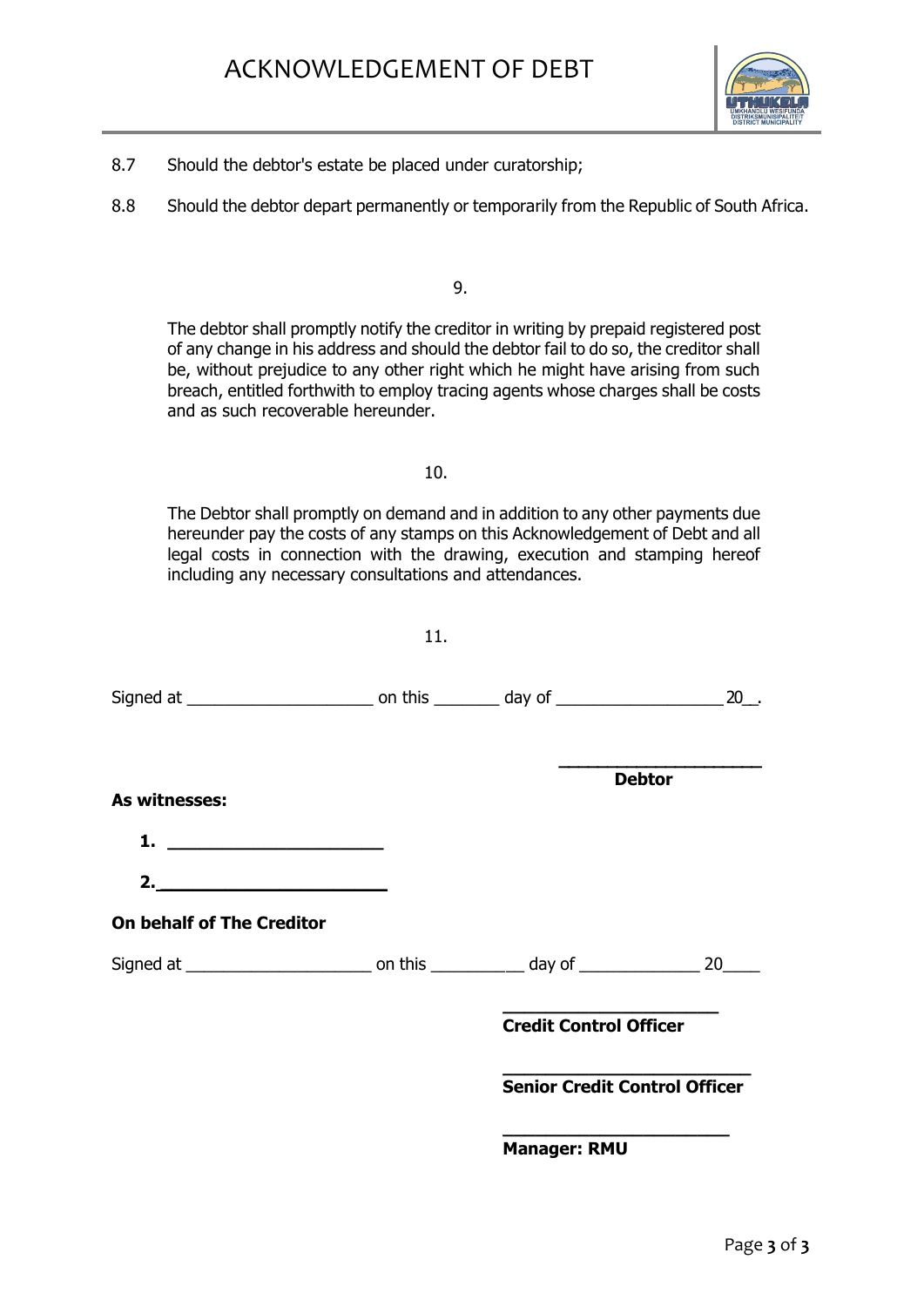8.7 Should the debtor's estate be placed under curatorship;

8.8 Should the debtor depart permanently or temporarily from the Republic of South Africa.

9.

The debtor shall promptly notify the creditor in writing by prepaid registered post of any change in his address and should the debtor fail to do so, the creditor shall be, without prejudice to any other right which he might have arising from such breach, entitled forthwith to employ tracing agents whose charges shall be costs and as such recoverable hereunder.

10.

The Debtor shall promptly on demand and in addition to any other payments due hereunder pay the costs of any stamps on this Acknowledgement of Debt and all legal costs in connection with the drawing, execution and stamping hereof including any necessary consultations and attendances.

11.

Signed at ____________________ on this _______ day of __________________ 20__.

_____________________
**Debtor**

**As witnesses:**

**1.** _____________________

**2.** _____________________

**On behalf of The Creditor**

Signed at ____________________ on this __________ day of _____________ 20____

_____________________
**Credit Control Officer**

_____________________
**Senior Credit Control Officer**

_____________________
**Manager: RMU**